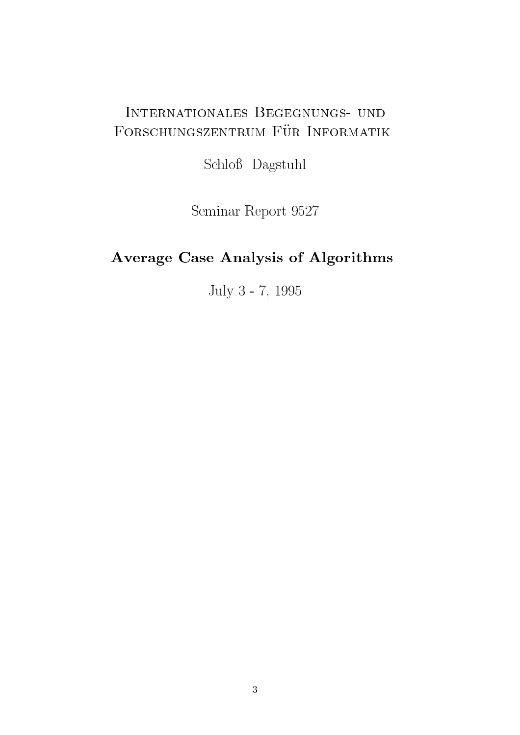Internationales Begegnungs- und Forschungszentrum Für Informatik

Schloß Dagstuhl

Seminar Report 9527

# Average Case Analysis of Algorithms

July 3 - 7, 1995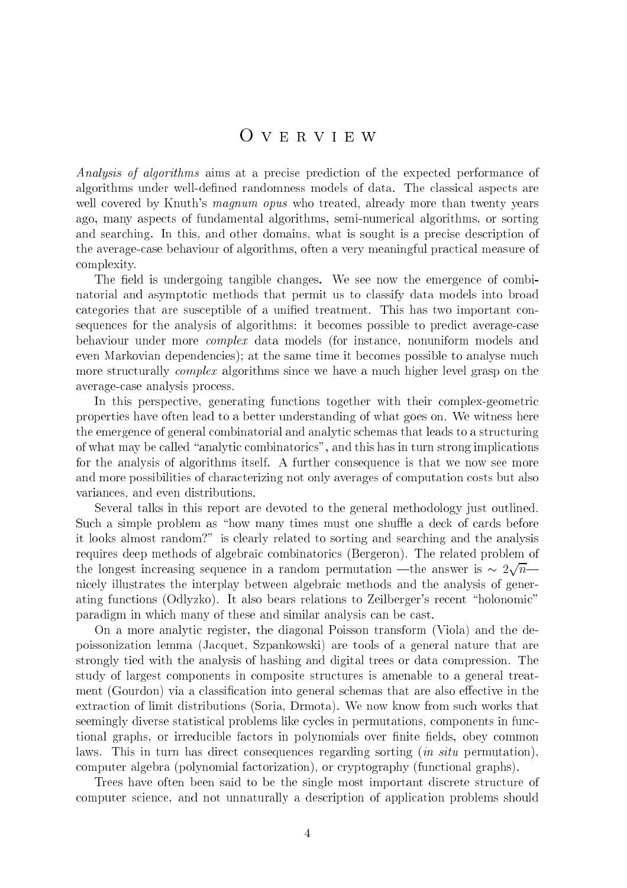// Overview

*Analysis of algorithms* aims at a precise prediction of the expected performance of algorithms under well-defined randomness models of data. The classical aspects are well covered by Knuth's *magnum opus* who treated, already more than twenty years ago, many aspects of fundamental algorithms, semi-numerical algorithms, or sorting and searching. In this, and other domains, what is sought is a precise description of the average-case behaviour of algorithms, often a very meaningful practical measure of complexity.

The field is undergoing tangible changes. We see now the emergence of combinatorial and asymptotic methods that permit us to classify data models into broad categories that are susceptible of a unified treatment. This has two important consequences for the analysis of algorithms: it becomes possible to predict average-case behaviour under more *complex* data models (for instance, nonuniform models and even Markovian dependencies); at the same time it becomes possible to analyse much more structurally *complex* algorithms since we have a much higher level grasp on the average-case analysis process.

In this perspective, generating functions together with their complex-geometric properties have often lead to a better understanding of what goes on. We witness here the emergence of general combinatorial and analytic schemas that leads to a structuring of what may be called "analytic combinatorics", and this has in turn strong implications for the analysis of algorithms itself. A further consequence is that we now see more and more possibilities of characterizing not only averages of computation costs but also variances, and even distributions.

Several talks in this report are devoted to the general methodology just outlined. Such a simple problem as "how many times must one shuffle a deck of cards before it looks almost random?" is clearly related to sorting and searching and the analysis requires deep methods of algebraic combinatorics (Bergeron). The related problem of the longest increasing sequence in a random permutation —the answer is $\sim 2\sqrt{n}$— nicely illustrates the interplay between algebraic methods and the analysis of generating functions (Odlyzko). It also bears relations to Zeilberger's recent "holonomic" paradigm in which many of these and similar analysis can be cast.

On a more analytic register, the diagonal Poisson transform (Viola) and the depoissonization lemma (Jacquet, Szpankowski) are tools of a general nature that are strongly tied with the analysis of hashing and digital trees or data compression. The study of largest components in composite structures is amenable to a general treatment (Gourdon) via a classification into general schemas that are also effective in the extraction of limit distributions (Soria, Drmota). We now know from such works that seemingly diverse statistical problems like cycles in permutations, components in functional graphs, or irreducible factors in polynomials over finite fields, obey common laws. This in turn has direct consequences regarding sorting (*in situ* permutation), computer algebra (polynomial factorization), or cryptography (functional graphs).

Trees have often been said to be the single most important discrete structure of computer science, and not unnaturally a description of application problems should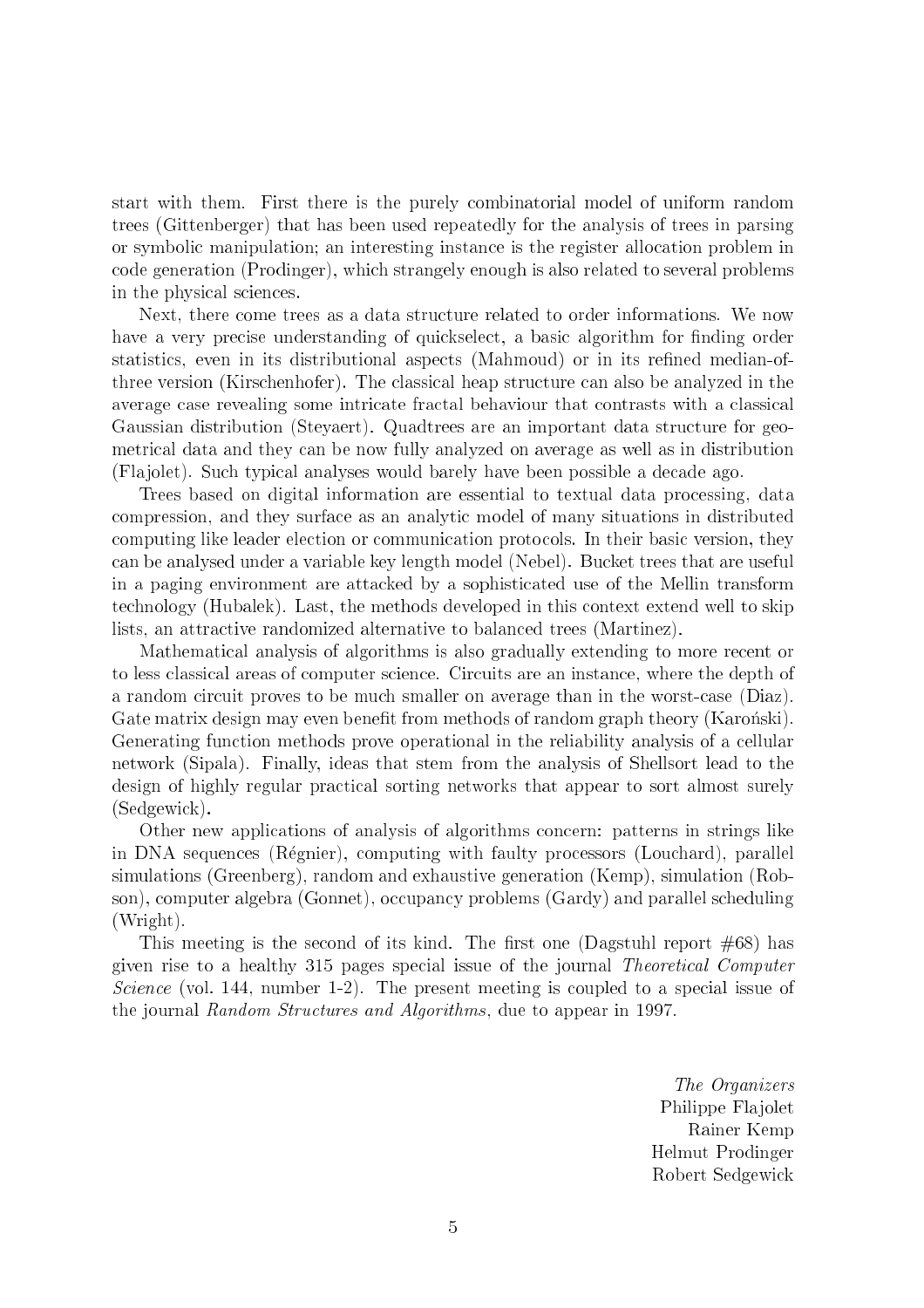start with them. First there is the purely combinatorial model of uniform random trees (Gittenberger) that has been used repeatedly for the analysis of trees in parsing or symbolic manipulation; an interesting instance is the register allocation problem in code generation (Prodinger), which strangely enough is also related to several problems in the physical sciences.

Next, there come trees as a data structure related to order informations. We now have a very precise understanding of quickselect, a basic algorithm for finding order statistics, even in its distributional aspects (Mahmoud) or in its refined median-of-three version (Kirschenhofer). The classical heap structure can also be analyzed in the average case revealing some intricate fractal behaviour that contrasts with a classical Gaussian distribution (Steyaert). Quadtrees are an important data structure for geometrical data and they can be now fully analyzed on average as well as in distribution (Flajolet). Such typical analyses would barely have been possible a decade ago.

Trees based on digital information are essential to textual data processing, data compression, and they surface as an analytic model of many situations in distributed computing like leader election or communication protocols. In their basic version, they can be analysed under a variable key length model (Nebel). Bucket trees that are useful in a paging environment are attacked by a sophisticated use of the Mellin transform technology (Hubalek). Last, the methods developed in this context extend well to skip lists, an attractive randomized alternative to balanced trees (Martinez).

Mathematical analysis of algorithms is also gradually extending to more recent or to less classical areas of computer science. Circuits are an instance, where the depth of a random circuit proves to be much smaller on average than in the worst-case (Diaz). Gate matrix design may even benefit from methods of random graph theory (Karoński). Generating function methods prove operational in the reliability analysis of a cellular network (Sipala). Finally, ideas that stem from the analysis of Shellsort lead to the design of highly regular practical sorting networks that appear to sort almost surely (Sedgewick).

Other new applications of analysis of algorithms concern: patterns in strings like in DNA sequences (Régnier), computing with faulty processors (Louchard), parallel simulations (Greenberg), random and exhaustive generation (Kemp), simulation (Robson), computer algebra (Gonnet), occupancy problems (Gardy) and parallel scheduling (Wright).

This meeting is the second of its kind. The first one (Dagstuhl report #68) has given rise to a healthy 315 pages special issue of the journal *Theoretical Computer Science* (vol. 144, number 1-2). The present meeting is coupled to a special issue of the journal *Random Structures and Algorithms*, due to appear in 1997.

*The Organizers*
Philippe Flajolet
Rainer Kemp
Helmut Prodinger
Robert Sedgewick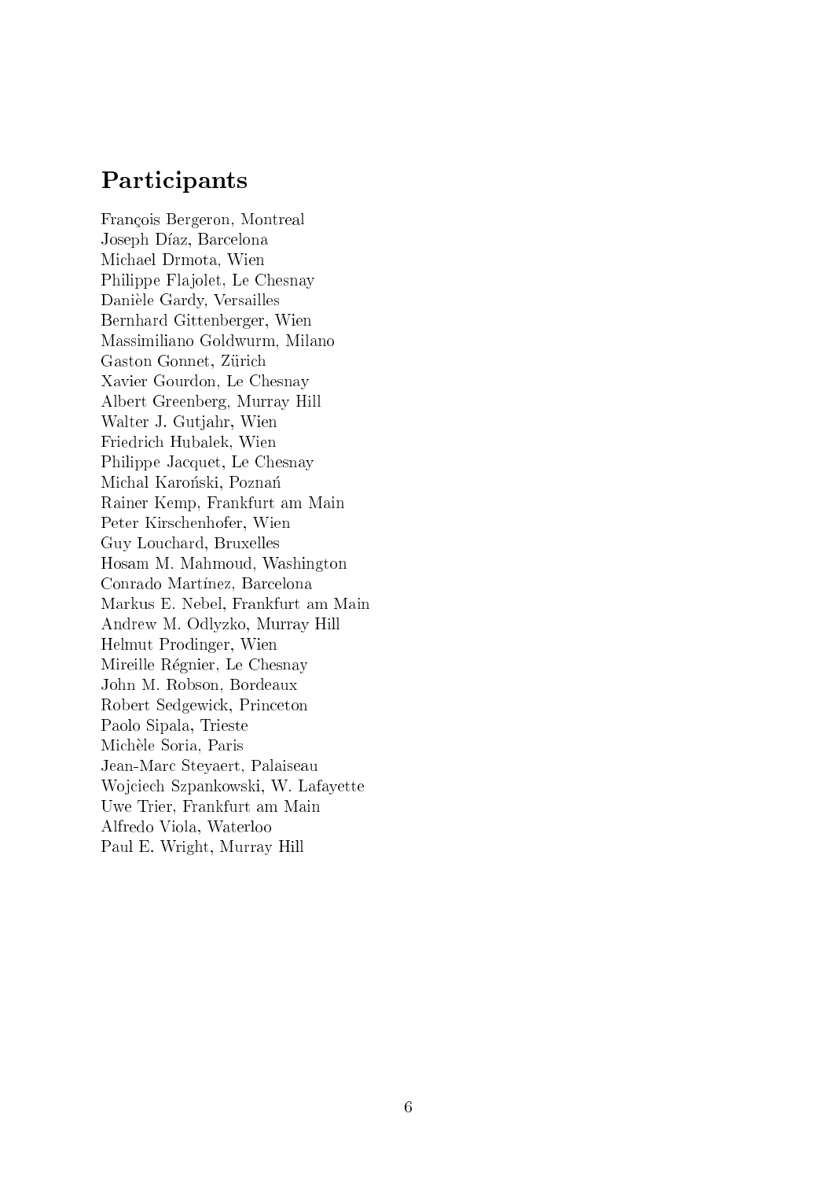## Participants

François Bergeron, Montreal
Joseph Díaz, Barcelona
Michael Drmota, Wien
Philippe Flajolet, Le Chesnay
Danièle Gardy, Versailles
Bernhard Gittenberger, Wien
Massimiliano Goldwurm, Milano
Gaston Gonnet, Zürich
Xavier Gourdon, Le Chesnay
Albert Greenberg, Murray Hill
Walter J. Gutjahr, Wien
Friedrich Hubalek, Wien
Philippe Jacquet, Le Chesnay
Michal Karoński, Poznań
Rainer Kemp, Frankfurt am Main
Peter Kirschenhofer, Wien
Guy Louchard, Bruxelles
Hosam M. Mahmoud, Washington
Conrado Martínez, Barcelona
Markus E. Nebel, Frankfurt am Main
Andrew M. Odlyzko, Murray Hill
Helmut Prodinger, Wien
Mireille Régnier, Le Chesnay
John M. Robson, Bordeaux
Robert Sedgewick, Princeton
Paolo Sipala, Trieste
Michèle Soria, Paris
Jean-Marc Steyaert, Palaiseau
Wojciech Szpankowski, W. Lafayette
Uwe Trier, Frankfurt am Main
Alfredo Viola, Waterloo
Paul E. Wright, Murray Hill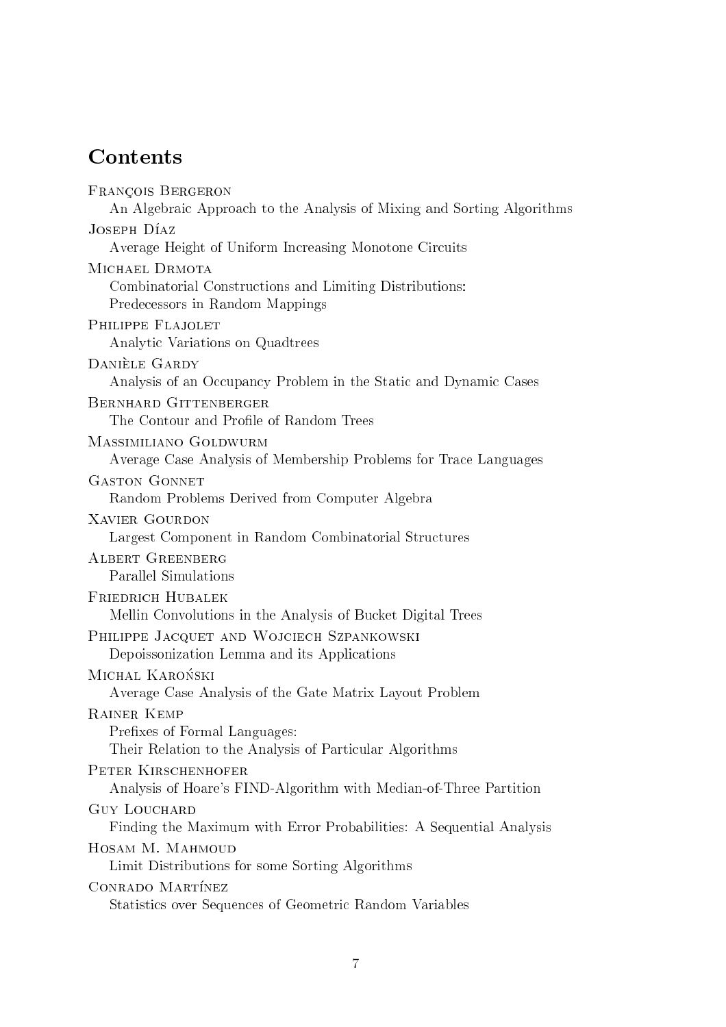## Contents

François Bergeron
: An Algebraic Approach to the Analysis of Mixing and Sorting Algorithms

Joseph Díaz
: Average Height of Uniform Increasing Monotone Circuits

Michael Drmota
: Combinatorial Constructions and Limiting Distributions:
: Predecessors in Random Mappings

Philippe Flajolet
: Analytic Variations on Quadtrees

Danièle Gardy
: Analysis of an Occupancy Problem in the Static and Dynamic Cases

Bernhard Gittenberger
: The Contour and Profile of Random Trees

Massimiliano Goldwurm
: Average Case Analysis of Membership Problems for Trace Languages

Gaston Gonnet
: Random Problems Derived from Computer Algebra

Xavier Gourdon
: Largest Component in Random Combinatorial Structures

Albert Greenberg
: Parallel Simulations

Friedrich Hubalek
: Mellin Convolutions in the Analysis of Bucket Digital Trees

Philippe Jacquet and Wojciech Szpankowski
: Depoissonization Lemma and its Applications

Michal Karoński
: Average Case Analysis of the Gate Matrix Layout Problem

Rainer Kemp
: Prefixes of Formal Languages:
: Their Relation to the Analysis of Particular Algorithms

Peter Kirschenhofer
: Analysis of Hoare's FIND-Algorithm with Median-of-Three Partition

Guy Louchard
: Finding the Maximum with Error Probabilities: A Sequential Analysis

Hosam M. Mahmoud
: Limit Distributions for some Sorting Algorithms

Conrado Martínez
: Statistics over Sequences of Geometric Random Variables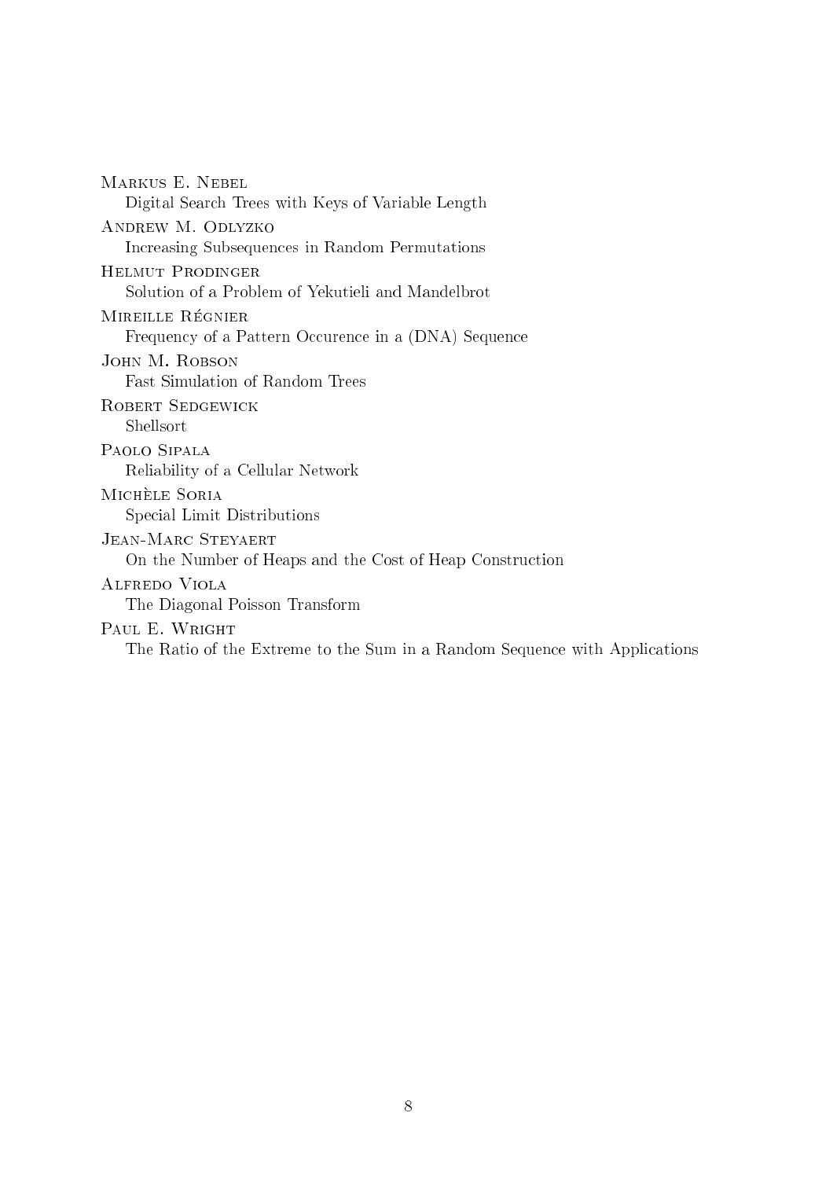Markus E. Nebel
Digital Search Trees with Keys of Variable Length

Andrew M. Odlyzko
Increasing Subsequences in Random Permutations

Helmut Prodinger
Solution of a Problem of Yekutieli and Mandelbrot

Mireille Régnier
Frequency of a Pattern Occurence in a (DNA) Sequence

John M. Robson
Fast Simulation of Random Trees

Robert Sedgewick
Shellsort

Paolo Sipala
Reliability of a Cellular Network

Michèle Soria
Special Limit Distributions

Jean-Marc Steyaert
On the Number of Heaps and the Cost of Heap Construction

Alfredo Viola
The Diagonal Poisson Transform

Paul E. Wright
The Ratio of the Extreme to the Sum in a Random Sequence with Applications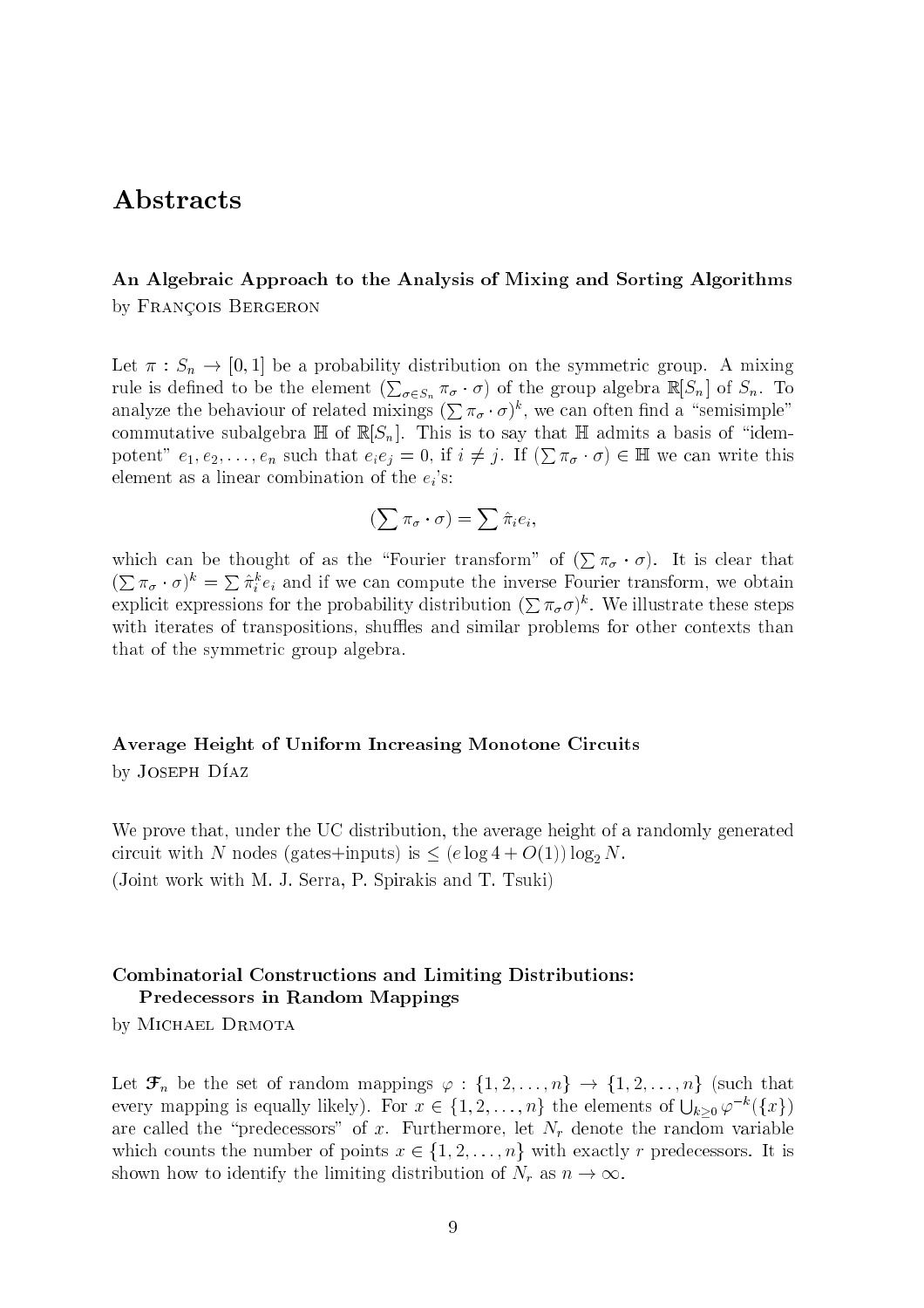# Abstracts

### An Algebraic Approach to the Analysis of Mixing and Sorting Algorithms

by François Bergeron

Let $\pi : S_n \to [0,1]$ be a probability distribution on the symmetric group. A mixing rule is defined to be the element $(\sum_{\sigma \in S_n} \pi_\sigma \cdot \sigma)$ of the group algebra $\mathbb{R}[S_n]$ of $S_n$. To analyze the behaviour of related mixings $(\sum \pi_\sigma \cdot \sigma)^k$, we can often find a "semisimple" commutative subalgebra $\mathbb{H}$ of $\mathbb{R}[S_n]$. This is to say that $\mathbb{H}$ admits a basis of "idempotent" $e_1, e_2, \ldots, e_n$ such that $e_i e_j = 0$, if $i \neq j$. If $(\sum \pi_\sigma \cdot \sigma) \in \mathbb{H}$ we can write this element as a linear combination of the $e_i$'s:

$$(\sum \pi_\sigma \cdot \sigma) = \sum \hat{\pi}_i e_i,$$

which can be thought of as the "Fourier transform" of $(\sum \pi_\sigma \cdot \sigma)$. It is clear that $(\sum \pi_\sigma \cdot \sigma)^k = \sum \hat{\pi}_i^k e_i$ and if we can compute the inverse Fourier transform, we obtain explicit expressions for the probability distribution $(\sum \pi_\sigma \sigma)^k$. We illustrate these steps with iterates of transpositions, shuffles and similar problems for other contexts than that of the symmetric group algebra.

### Average Height of Uniform Increasing Monotone Circuits

by Joseph Díaz

We prove that, under the UC distribution, the average height of a randomly generated circuit with $N$ nodes (gates+inputs) is $\leq (e \log 4 + O(1)) \log_2 N$.

(Joint work with M. J. Serra, P. Spirakis and T. Tsuki)

### Combinatorial Constructions and Limiting Distributions: Predecessors in Random Mappings

by Michael Drmota

Let $\mathcal{F}_n$ be the set of random mappings $\varphi : \{1, 2, \ldots, n\} \to \{1, 2, \ldots, n\}$ (such that every mapping is equally likely). For $x \in \{1, 2, \ldots, n\}$ the elements of $\bigcup_{k \geq 0} \varphi^{-k}(\{x\})$ are called the "predecessors" of $x$. Furthermore, let $N_r$ denote the random variable which counts the number of points $x \in \{1, 2, \ldots, n\}$ with exactly $r$ predecessors. It is shown how to identify the limiting distribution of $N_r$ as $n \to \infty$.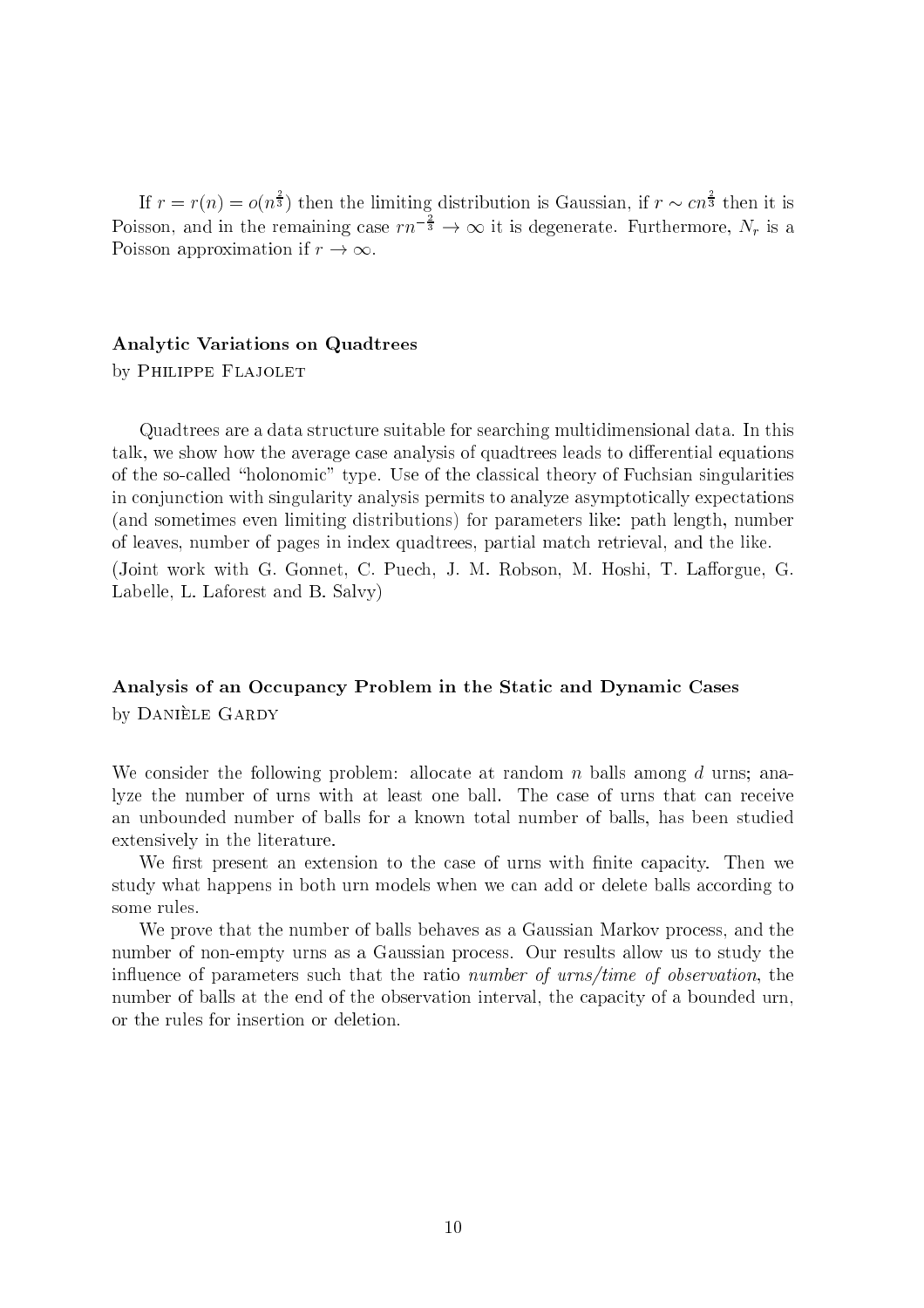If $r = r(n) = o(n^{\frac{2}{3}})$ then the limiting distribution is Gaussian, if $r \sim cn^{\frac{2}{3}}$ then it is Poisson, and in the remaining case $rn^{-\frac{2}{3}} \to \infty$ it is degenerate. Furthermore, $N_r$ is a Poisson approximation if $r \to \infty$.

### Analytic Variations on Quadtrees

by Philippe Flajolet

Quadtrees are a data structure suitable for searching multidimensional data. In this talk, we show how the average case analysis of quadtrees leads to differential equations of the so-called "holonomic" type. Use of the classical theory of Fuchsian singularities in conjunction with singularity analysis permits to analyze asymptotically expectations (and sometimes even limiting distributions) for parameters like: path length, number of leaves, number of pages in index quadtrees, partial match retrieval, and the like.

(Joint work with G. Gonnet, C. Puech, J. M. Robson, M. Hoshi, T. Lafforgue, G. Labelle, L. Laforest and B. Salvy)

### Analysis of an Occupancy Problem in the Static and Dynamic Cases

by Danièle Gardy

We consider the following problem: allocate at random $n$ balls among $d$ urns; analyze the number of urns with at least one ball. The case of urns that can receive an unbounded number of balls for a known total number of balls, has been studied extensively in the literature.

We first present an extension to the case of urns with finite capacity. Then we study what happens in both urn models when we can add or delete balls according to some rules.

We prove that the number of balls behaves as a Gaussian Markov process, and the number of non-empty urns as a Gaussian process. Our results allow us to study the influence of parameters such that the ratio *number of urns/time of observation*, the number of balls at the end of the observation interval, the capacity of a bounded urn, or the rules for insertion or deletion.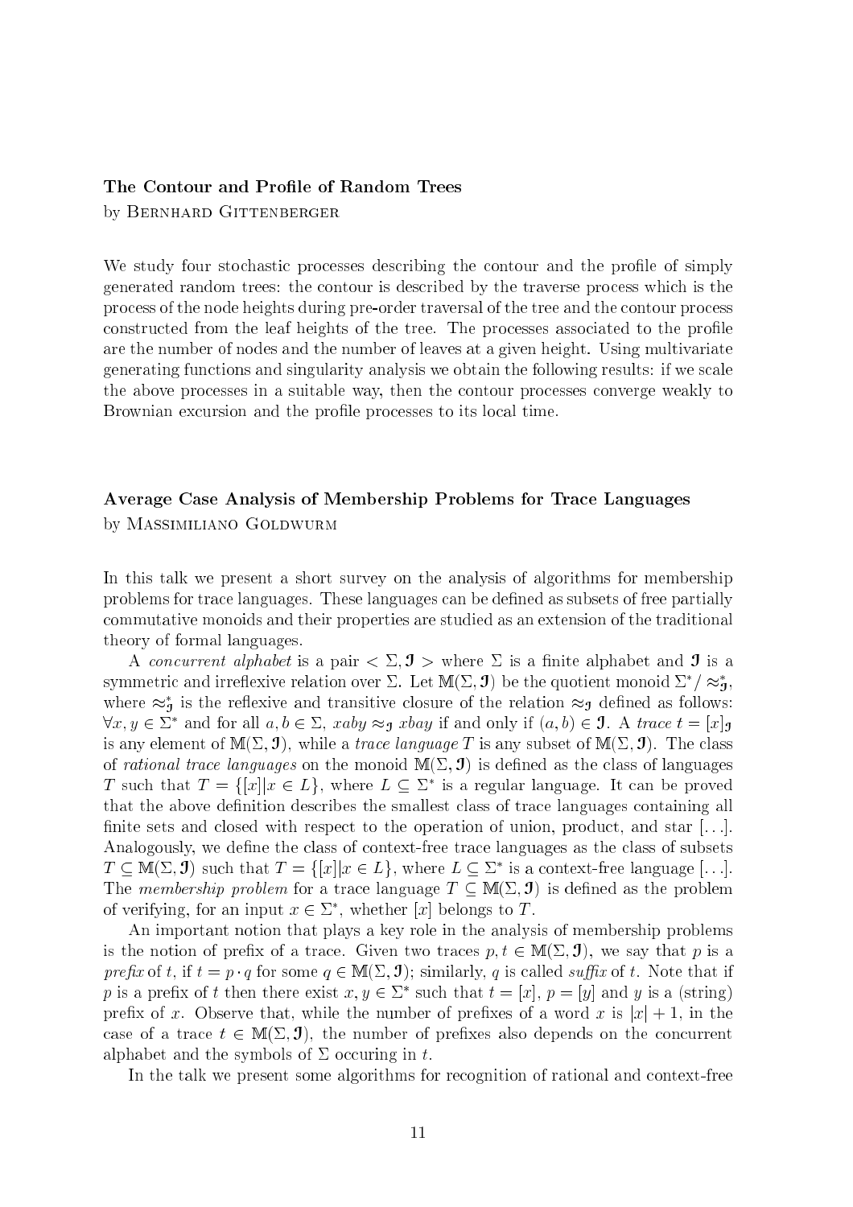### The Contour and Profile of Random Trees

by Bernhard Gittenberger

We study four stochastic processes describing the contour and the profile of simply generated random trees: the contour is described by the traverse process which is the process of the node heights during pre-order traversal of the tree and the contour process constructed from the leaf heights of the tree. The processes associated to the profile are the number of nodes and the number of leaves at a given height. Using multivariate generating functions and singularity analysis we obtain the following results: if we scale the above processes in a suitable way, then the contour processes converge weakly to Brownian excursion and the profile processes to its local time.

### Average Case Analysis of Membership Problems for Trace Languages

by Massimiliano Goldwurm

In this talk we present a short survey on the analysis of algorithms for membership problems for trace languages. These languages can be defined as subsets of free partially commutative monoids and their properties are studied as an extension of the traditional theory of formal languages.

A *concurrent alphabet* is a pair $< \Sigma, \mathfrak{I} >$ where $\Sigma$ is a finite alphabet and $\mathfrak{I}$ is a symmetric and irreflexive relation over $\Sigma$. Let $\mathbb{M}(\Sigma, \mathfrak{I})$ be the quotient monoid $\Sigma^* / \approx_{\mathfrak{I}}^*$, where $\approx_{\mathfrak{I}}^*$ is the reflexive and transitive closure of the relation $\approx_{\mathfrak{I}}$ defined as follows: $\forall x, y \in \Sigma^*$ and for all $a, b \in \Sigma$, $xaby \approx_{\mathfrak{I}} xbay$ if and only if $(a, b) \in \mathfrak{I}$. A *trace* $t = [x]_{\mathfrak{I}}$ is any element of $\mathbb{M}(\Sigma, \mathfrak{I})$, while a *trace language* $T$ is any subset of $\mathbb{M}(\Sigma, \mathfrak{I})$. The class of *rational trace languages* on the monoid $\mathbb{M}(\Sigma, \mathfrak{I})$ is defined as the class of languages $T$ such that $T = \{[x] | x \in L\}$, where $L \subseteq \Sigma^*$ is a regular language. It can be proved that the above definition describes the smallest class of trace languages containing all finite sets and closed with respect to the operation of union, product, and star [...]. Analogously, we define the class of context-free trace languages as the class of subsets $T \subseteq \mathbb{M}(\Sigma, \mathfrak{I})$ such that $T = \{[x] | x \in L\}$, where $L \subseteq \Sigma^*$ is a context-free language [...]. The *membership problem* for a trace language $T \subseteq \mathbb{M}(\Sigma, \mathfrak{I})$ is defined as the problem of verifying, for an input $x \in \Sigma^*$, whether $[x]$ belongs to $T$.

An important notion that plays a key role in the analysis of membership problems is the notion of prefix of a trace. Given two traces $p, t \in \mathbb{M}(\Sigma, \mathfrak{I})$, we say that $p$ is a *prefix* of $t$, if $t = p \cdot q$ for some $q \in \mathbb{M}(\Sigma, \mathfrak{I})$; similarly, $q$ is called *suffix* of $t$. Note that if $p$ is a prefix of $t$ then there exist $x, y \in \Sigma^*$ such that $t = [x]$, $p = [y]$ and $y$ is a (string) prefix of $x$. Observe that, while the number of prefixes of a word $x$ is $|x| + 1$, in the case of a trace $t \in \mathbb{M}(\Sigma, \mathfrak{I})$, the number of prefixes also depends on the concurrent alphabet and the symbols of $\Sigma$ occuring in $t$.

In the talk we present some algorithms for recognition of rational and context-free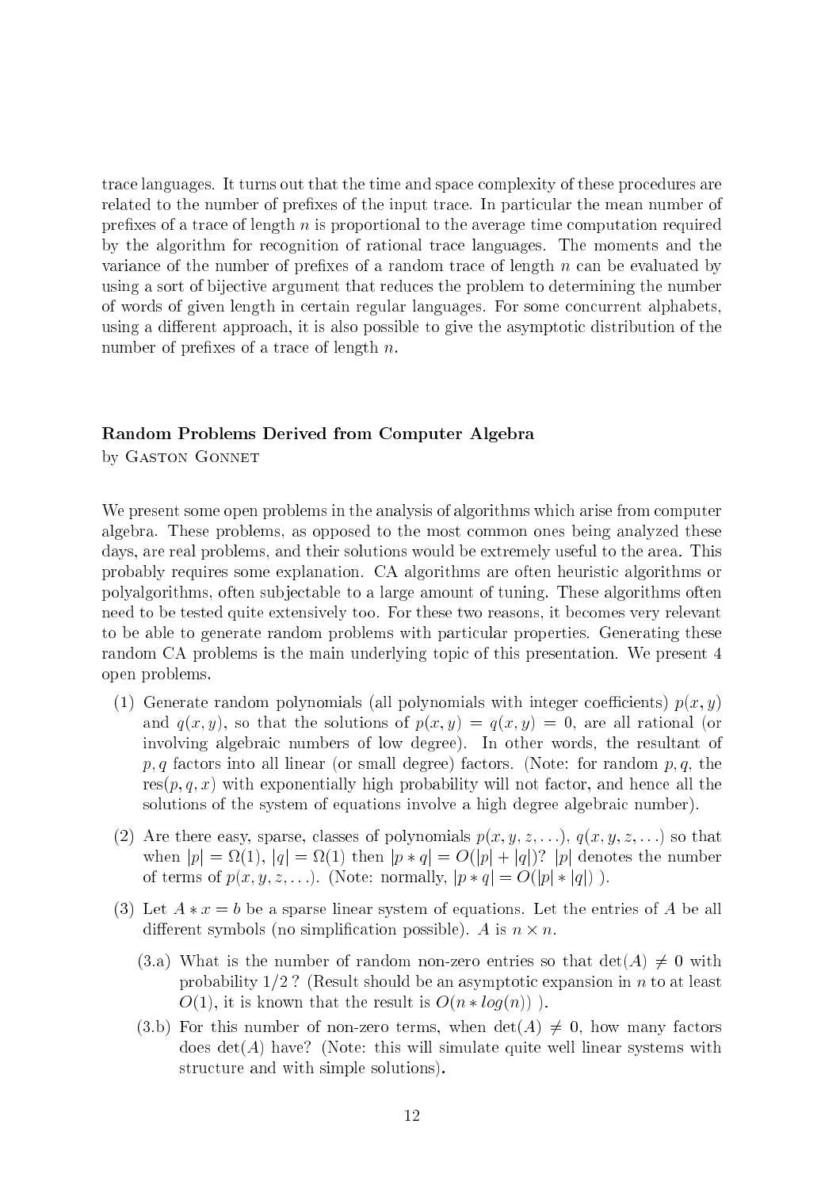trace languages. It turns out that the time and space complexity of these procedures are related to the number of prefixes of the input trace. In particular the mean number of prefixes of a trace of length $n$ is proportional to the average time computation required by the algorithm for recognition of rational trace languages. The moments and the variance of the number of prefixes of a random trace of length $n$ can be evaluated by using a sort of bijective argument that reduces the problem to determining the number of words of given length in certain regular languages. For some concurrent alphabets, using a different approach, it is also possible to give the asymptotic distribution of the number of prefixes of a trace of length $n$.

### Random Problems Derived from Computer Algebra

by Gaston Gonnet

We present some open problems in the analysis of algorithms which arise from computer algebra. These problems, as opposed to the most common ones being analyzed these days, are real problems, and their solutions would be extremely useful to the area. This probably requires some explanation. CA algorithms are often heuristic algorithms or polyalgorithms, often subjectable to a large amount of tuning. These algorithms often need to be tested quite extensively too. For these two reasons, it becomes very relevant to be able to generate random problems with particular properties. Generating these random CA problems is the main underlying topic of this presentation. We present 4 open problems.

(1) Generate random polynomials (all polynomials with integer coefficients) $p(x, y)$ and $q(x, y)$, so that the solutions of $p(x, y) = q(x, y) = 0$, are all rational (or involving algebraic numbers of low degree). In other words, the resultant of $p, q$ factors into all linear (or small degree) factors. (Note: for random $p, q$, the $\mathrm{res}(p, q, x)$ with exponentially high probability will not factor, and hence all the solutions of the system of equations involve a high degree algebraic number).

(2) Are there easy, sparse, classes of polynomials $p(x, y, z, \ldots)$, $q(x, y, z, \ldots)$ so that when $|p| = \Omega(1)$, $|q| = \Omega(1)$ then $|p * q| = O(|p| + |q|)$? $|p|$ denotes the number of terms of $p(x, y, z, \ldots)$. (Note: normally, $|p * q| = O(|p| * |q|)$ ).

(3) Let $A * x = b$ be a sparse linear system of equations. Let the entries of $A$ be all different symbols (no simplification possible). $A$ is $n \times n$.

   (3.a) What is the number of random non-zero entries so that $\det(A) \neq 0$ with probability $1/2$ ? (Result should be an asymptotic expansion in $n$ to at least $O(1)$, it is known that the result is $O(n * log(n))$ ).

   (3.b) For this number of non-zero terms, when $\det(A) \neq 0$, how many factors does $\det(A)$ have? (Note: this will simulate quite well linear systems with structure and with simple solutions).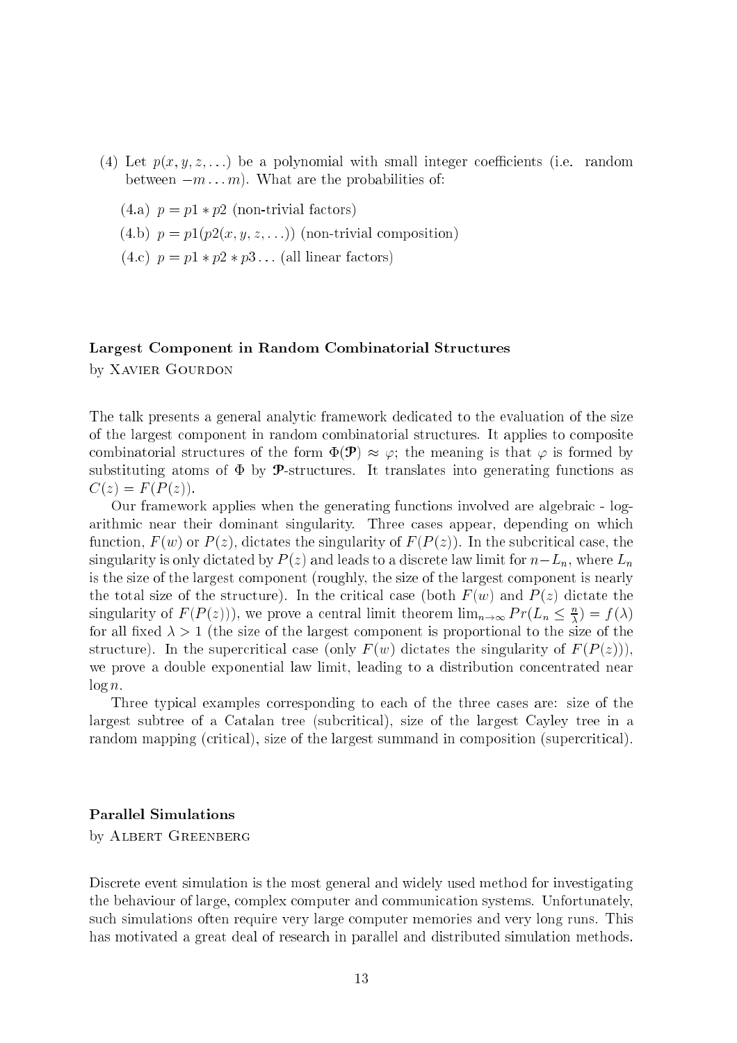(4) Let $p(x, y, z, \ldots)$ be a polynomial with small integer coefficients (i.e. random between $-m \ldots m$). What are the probabilities of:

   (4.a) $p = p1 * p2$ (non-trivial factors)

   (4.b) $p = p1(p2(x, y, z, \ldots))$ (non-trivial composition)

   (4.c) $p = p1 * p2 * p3 \ldots$ (all linear factors)

**Largest Component in Random Combinatorial Structures**

by Xavier Gourdon

The talk presents a general analytic framework dedicated to the evaluation of the size of the largest component in random combinatorial structures. It applies to composite combinatorial structures of the form $\Phi(\mathfrak{P}) \approx \varphi$; the meaning is that $\varphi$ is formed by substituting atoms of $\Phi$ by $\mathfrak{P}$-structures. It translates into generating functions as $C(z) = F(P(z))$.

Our framework applies when the generating functions involved are algebraic - logarithmic near their dominant singularity. Three cases appear, depending on which function, $F(w)$ or $P(z)$, dictates the singularity of $F(P(z))$. In the subcritical case, the singularity is only dictated by $P(z)$ and leads to a discrete law limit for $n - L_n$, where $L_n$ is the size of the largest component (roughly, the size of the largest component is nearly the total size of the structure). In the critical case (both $F(w)$ and $P(z)$ dictate the singularity of $F(P(z))$), we prove a central limit theorem $\lim_{n\to\infty} Pr(L_n \leq \frac{n}{\lambda}) = f(\lambda)$ for all fixed $\lambda > 1$ (the size of the largest component is proportional to the size of the structure). In the supercritical case (only $F(w)$ dictates the singularity of $F(P(z))$), we prove a double exponential law limit, leading to a distribution concentrated near $\log n$.

Three typical examples corresponding to each of the three cases are: size of the largest subtree of a Catalan tree (subcritical), size of the largest Cayley tree in a random mapping (critical), size of the largest summand in composition (supercritical).

**Parallel Simulations**

by Albert Greenberg

Discrete event simulation is the most general and widely used method for investigating the behaviour of large, complex computer and communication systems. Unfortunately, such simulations often require very large computer memories and very long runs. This has motivated a great deal of research in parallel and distributed simulation methods.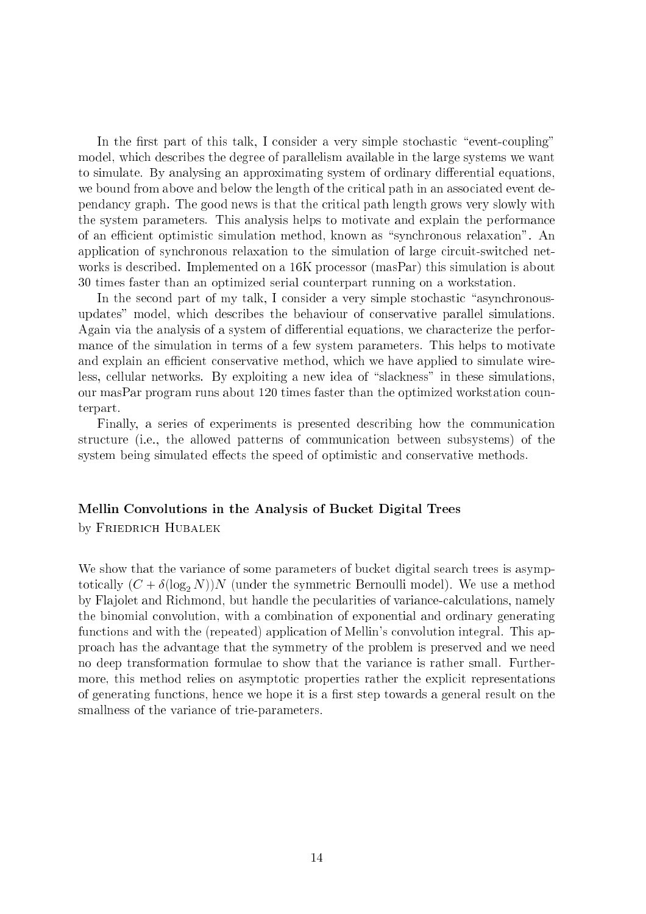In the first part of this talk, I consider a very simple stochastic "event-coupling" model, which describes the degree of parallelism available in the large systems we want to simulate. By analysing an approximating system of ordinary differential equations, we bound from above and below the length of the critical path in an associated event dependancy graph. The good news is that the critical path length grows very slowly with the system parameters. This analysis helps to motivate and explain the performance of an efficient optimistic simulation method, known as "synchronous relaxation". An application of synchronous relaxation to the simulation of large circuit-switched networks is described. Implemented on a 16K processor (masPar) this simulation is about 30 times faster than an optimized serial counterpart running on a workstation.

In the second part of my talk, I consider a very simple stochastic "asynchronous-updates" model, which describes the behaviour of conservative parallel simulations. Again via the analysis of a system of differential equations, we characterize the performance of the simulation in terms of a few system parameters. This helps to motivate and explain an efficient conservative method, which we have applied to simulate wireless, cellular networks. By exploiting a new idea of "slackness" in these simulations, our masPar program runs about 120 times faster than the optimized workstation counterpart.

Finally, a series of experiments is presented describing how the communication structure (i.e., the allowed patterns of communication between subsystems) of the system being simulated effects the speed of optimistic and conservative methods.

### Mellin Convolutions in the Analysis of Bucket Digital Trees

by Friedrich Hubalek

We show that the variance of some parameters of bucket digital search trees is asymptotically $(C + \delta(\log_2 N))N$ (under the symmetric Bernoulli model). We use a method by Flajolet and Richmond, but handle the pecularities of variance-calculations, namely the binomial convolution, with a combination of exponential and ordinary generating functions and with the (repeated) application of Mellin's convolution integral. This approach has the advantage that the symmetry of the problem is preserved and we need no deep transformation formulae to show that the variance is rather small. Furthermore, this method relies on asymptotic properties rather the explicit representations of generating functions, hence we hope it is a first step towards a general result on the smallness of the variance of trie-parameters.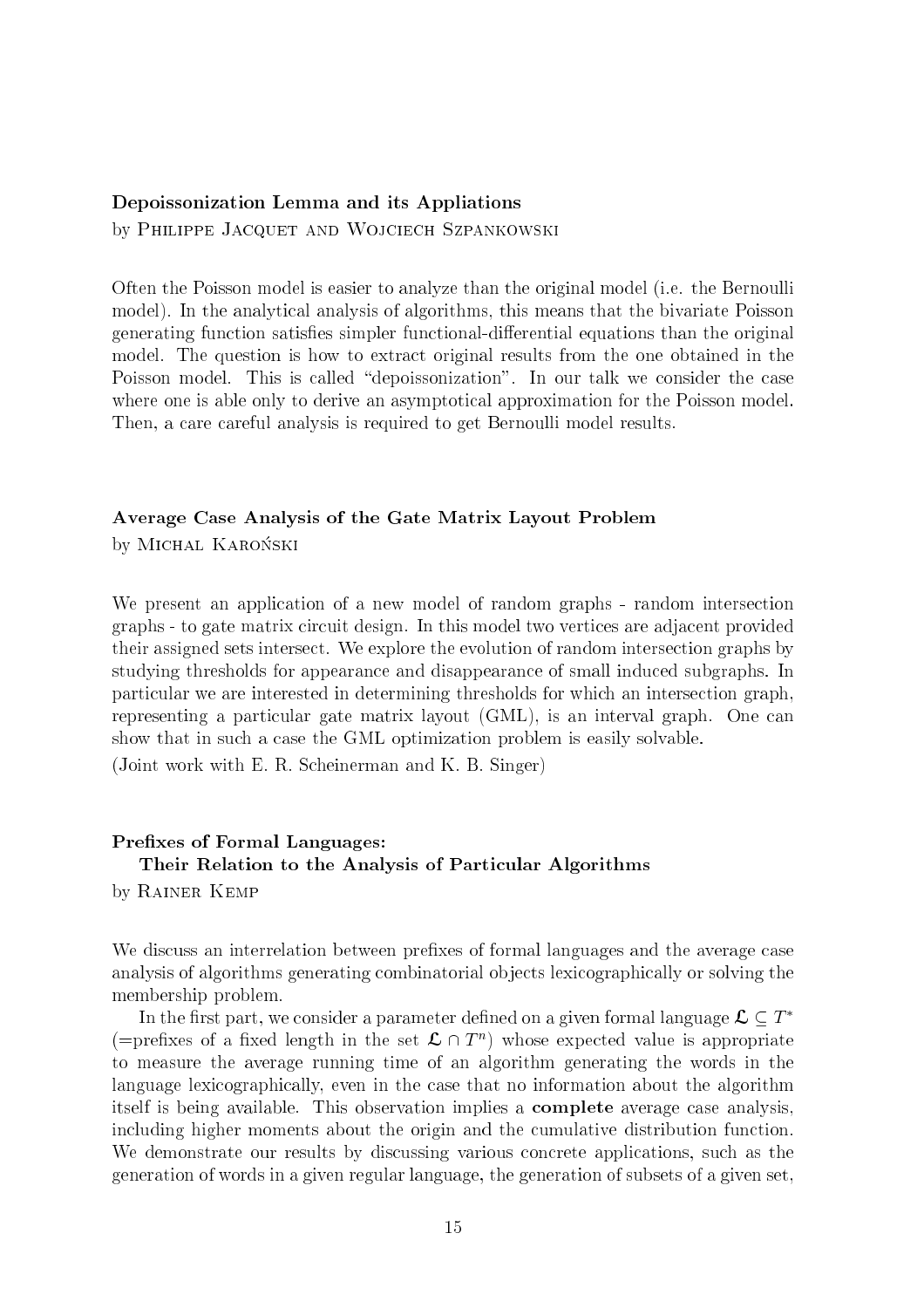### Depoissonization Lemma and its Appliations

by Philippe Jacquet and Wojciech Szpankowski

Often the Poisson model is easier to analyze than the original model (i.e. the Bernoulli model). In the analytical analysis of algorithms, this means that the bivariate Poisson generating function satisfies simpler functional-differential equations than the original model. The question is how to extract original results from the one obtained in the Poisson model. This is called "depoissonization". In our talk we consider the case where one is able only to derive an asymptotical approximation for the Poisson model. Then, a care careful analysis is required to get Bernoulli model results.

### Average Case Analysis of the Gate Matrix Layout Problem

by Michal Karoński

We present an application of a new model of random graphs - random intersection graphs - to gate matrix circuit design. In this model two vertices are adjacent provided their assigned sets intersect. We explore the evolution of random intersection graphs by studying thresholds for appearance and disappearance of small induced subgraphs. In particular we are interested in determining thresholds for which an intersection graph, representing a particular gate matrix layout (GML), is an interval graph. One can show that in such a case the GML optimization problem is easily solvable.

(Joint work with E. R. Scheinerman and K. B. Singer)

### Prefixes of Formal Languages: Their Relation to the Analysis of Particular Algorithms

by Rainer Kemp

We discuss an interrelation between prefixes of formal languages and the average case analysis of algorithms generating combinatorial objects lexicographically or solving the membership problem.

In the first part, we consider a parameter defined on a given formal language $\mathfrak{L} \subseteq T^*$ (=prefixes of a fixed length in the set $\mathfrak{L} \cap T^n$) whose expected value is appropriate to measure the average running time of an algorithm generating the words in the language lexicographically, even in the case that no information about the algorithm itself is being available. This observation implies a **complete** average case analysis, including higher moments about the origin and the cumulative distribution function. We demonstrate our results by discussing various concrete applications, such as the generation of words in a given regular language, the generation of subsets of a given set,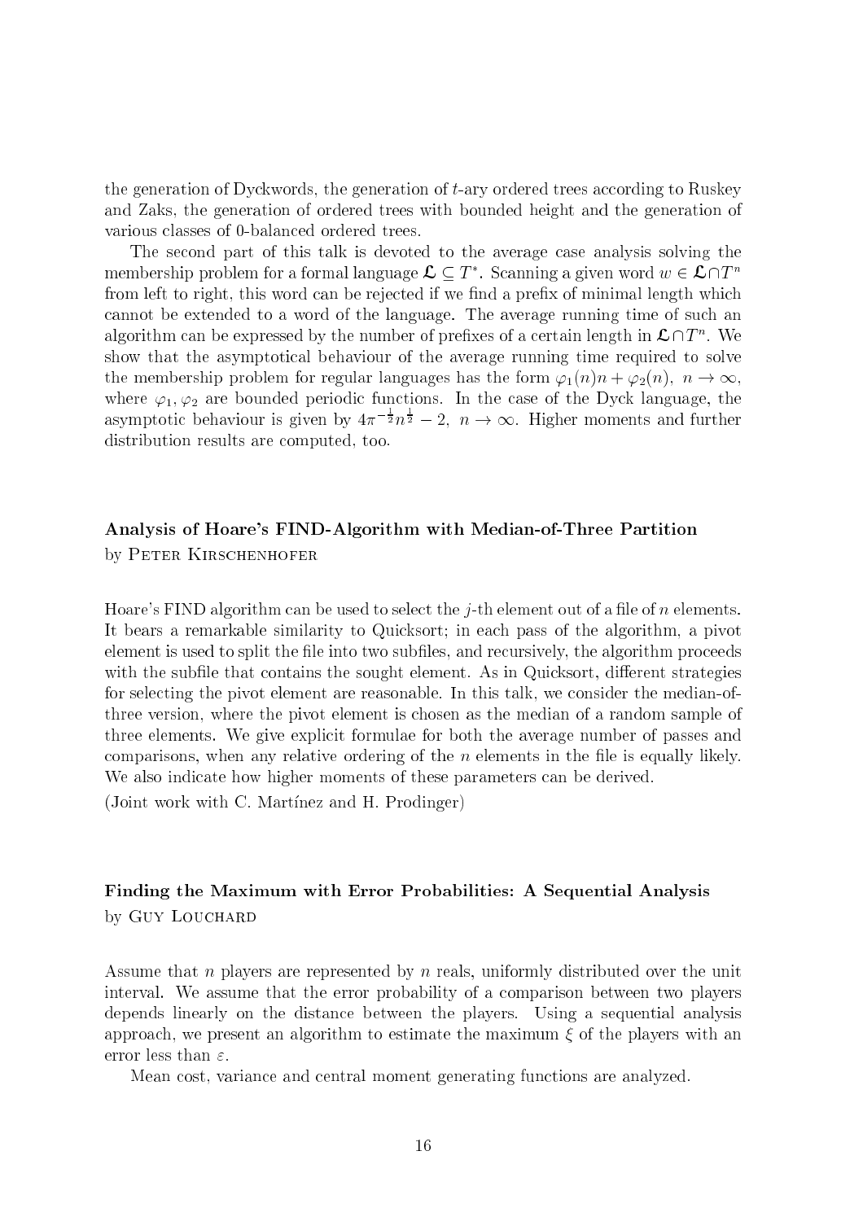the generation of Dyckwords, the generation of $t$-ary ordered trees according to Ruskey and Zaks, the generation of ordered trees with bounded height and the generation of various classes of 0-balanced ordered trees.

The second part of this talk is devoted to the average case analysis solving the membership problem for a formal language $\mathcal{L} \subseteq T^*$. Scanning a given word $w \in \mathcal{L} \cap T^n$ from left to right, this word can be rejected if we find a prefix of minimal length which cannot be extended to a word of the language. The average running time of such an algorithm can be expressed by the number of prefixes of a certain length in $\mathcal{L} \cap T^n$. We show that the asymptotical behaviour of the average running time required to solve the membership problem for regular languages has the form $\varphi_1(n)n + \varphi_2(n),\ n \to \infty$, where $\varphi_1, \varphi_2$ are bounded periodic functions. In the case of the Dyck language, the asymptotic behaviour is given by $4\pi^{-\frac{1}{2}}n^{\frac{1}{2}} - 2,\ n \to \infty$. Higher moments and further distribution results are computed, too.

### Analysis of Hoare's FIND-Algorithm with Median-of-Three Partition

by Peter Kirschenhofer

Hoare's FIND algorithm can be used to select the $j$-th element out of a file of $n$ elements. It bears a remarkable similarity to Quicksort; in each pass of the algorithm, a pivot element is used to split the file into two subfiles, and recursively, the algorithm proceeds with the subfile that contains the sought element. As in Quicksort, different strategies for selecting the pivot element are reasonable. In this talk, we consider the median-of-three version, where the pivot element is chosen as the median of a random sample of three elements. We give explicit formulae for both the average number of passes and comparisons, when any relative ordering of the $n$ elements in the file is equally likely. We also indicate how higher moments of these parameters can be derived.

(Joint work with C. Martínez and H. Prodinger)

### Finding the Maximum with Error Probabilities: A Sequential Analysis

by Guy Louchard

Assume that $n$ players are represented by $n$ reals, uniformly distributed over the unit interval. We assume that the error probability of a comparison between two players depends linearly on the distance between the players. Using a sequential analysis approach, we present an algorithm to estimate the maximum $\xi$ of the players with an error less than $\varepsilon$.

Mean cost, variance and central moment generating functions are analyzed.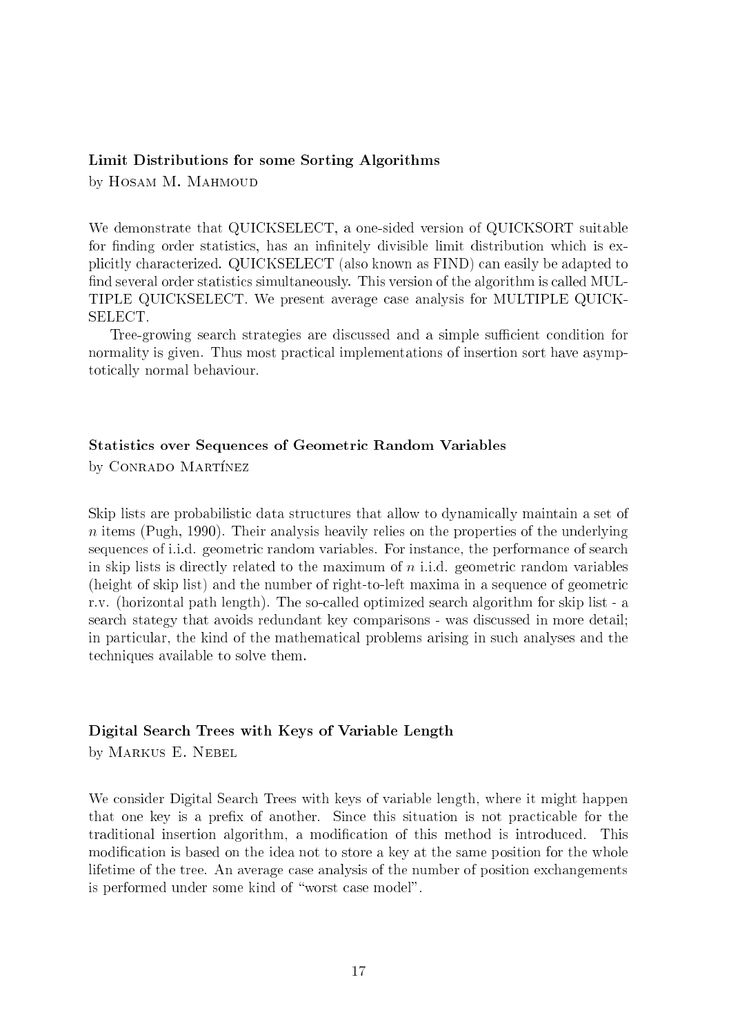### Limit Distributions for some Sorting Algorithms

by Hosam M. Mahmoud

We demonstrate that QUICKSELECT, a one-sided version of QUICKSORT suitable for finding order statistics, has an infinitely divisible limit distribution which is explicitly characterized. QUICKSELECT (also known as FIND) can easily be adapted to find several order statistics simultaneously. This version of the algorithm is called MULTIPLE QUICKSELECT. We present average case analysis for MULTIPLE QUICKSELECT.

Tree-growing search strategies are discussed and a simple sufficient condition for normality is given. Thus most practical implementations of insertion sort have asymptotically normal behaviour.

### Statistics over Sequences of Geometric Random Variables

by Conrado Martínez

Skip lists are probabilistic data structures that allow to dynamically maintain a set of $n$ items (Pugh, 1990). Their analysis heavily relies on the properties of the underlying sequences of i.i.d. geometric random variables. For instance, the performance of search in skip lists is directly related to the maximum of $n$ i.i.d. geometric random variables (height of skip list) and the number of right-to-left maxima in a sequence of geometric r.v. (horizontal path length). The so-called optimized search algorithm for skip list - a search stategy that avoids redundant key comparisons - was discussed in more detail; in particular, the kind of the mathematical problems arising in such analyses and the techniques available to solve them.

### Digital Search Trees with Keys of Variable Length

by Markus E. Nebel

We consider Digital Search Trees with keys of variable length, where it might happen that one key is a prefix of another. Since this situation is not practicable for the traditional insertion algorithm, a modification of this method is introduced. This modification is based on the idea not to store a key at the same position for the whole lifetime of the tree. An average case analysis of the number of position exchangements is performed under some kind of "worst case model".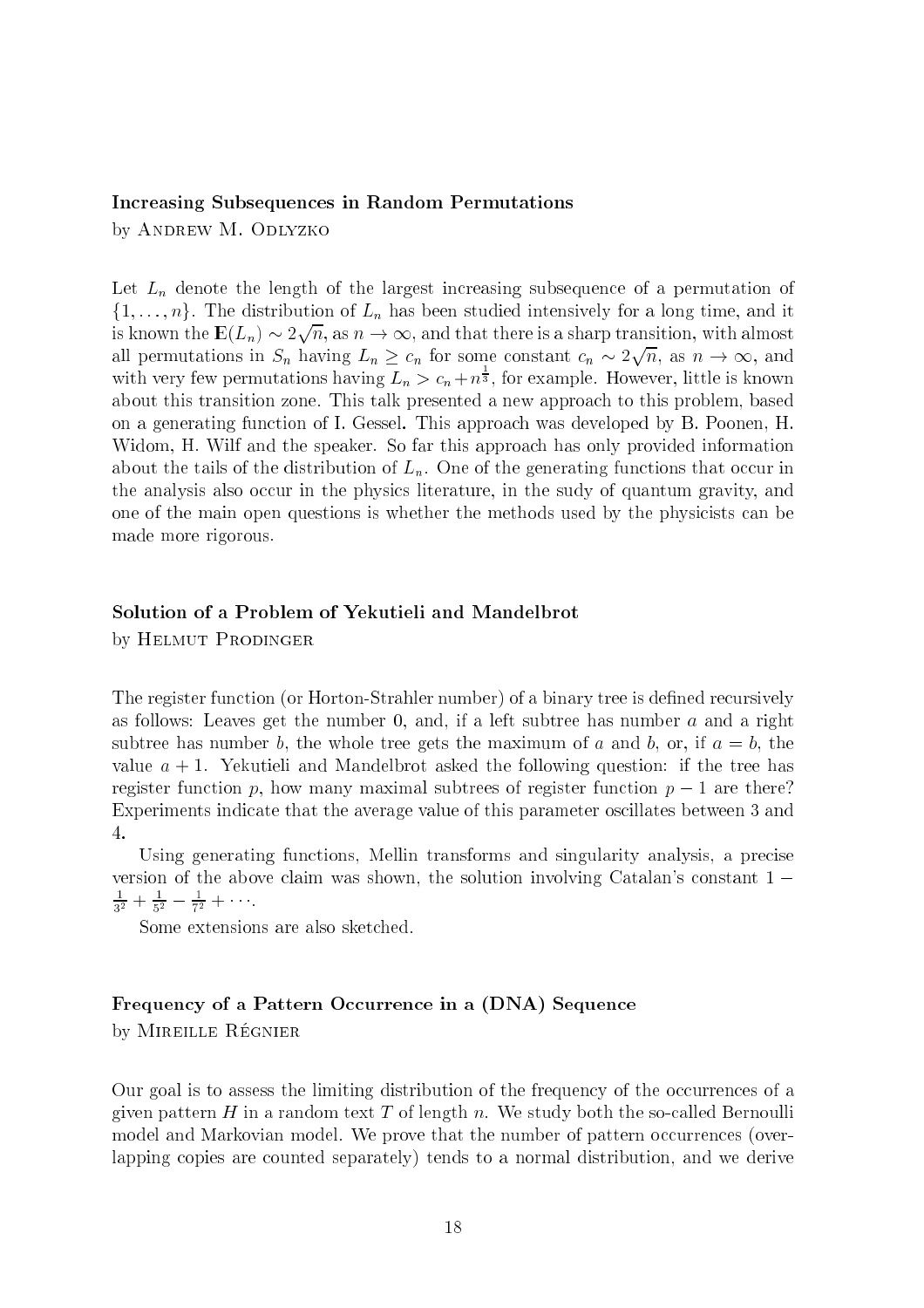### Increasing Subsequences in Random Permutations

by Andrew M. Odlyzko

Let $L_n$ denote the length of the largest increasing subsequence of a permutation of $\{1, \ldots, n\}$. The distribution of $L_n$ has been studied intensively for a long time, and it is known the $\mathbf{E}(L_n) \sim 2\sqrt{n}$, as $n \to \infty$, and that there is a sharp transition, with almost all permutations in $S_n$ having $L_n \geq c_n$ for some constant $c_n \sim 2\sqrt{n}$, as $n \to \infty$, and with very few permutations having $L_n > c_n + n^{\frac{1}{3}}$, for example. However, little is known about this transition zone. This talk presented a new approach to this problem, based on a generating function of I. Gessel. This approach was developed by B. Poonen, H. Widom, H. Wilf and the speaker. So far this approach has only provided information about the tails of the distribution of $L_n$. One of the generating functions that occur in the analysis also occur in the physics literature, in the sudy of quantum gravity, and one of the main open questions is whether the methods used by the physicists can be made more rigorous.

### Solution of a Problem of Yekutieli and Mandelbrot

by Helmut Prodinger

The register function (or Horton-Strahler number) of a binary tree is defined recursively as follows: Leaves get the number 0, and, if a left subtree has number $a$ and a right subtree has number $b$, the whole tree gets the maximum of $a$ and $b$, or, if $a = b$, the value $a + 1$. Yekutieli and Mandelbrot asked the following question: if the tree has register function $p$, how many maximal subtrees of register function $p - 1$ are there? Experiments indicate that the average value of this parameter oscillates between 3 and 4.

Using generating functions, Mellin transforms and singularity analysis, a precise version of the above claim was shown, the solution involving Catalan's constant $1 - \frac{1}{3^2} + \frac{1}{5^2} - \frac{1}{7^2} + \cdots$.

Some extensions are also sketched.

### Frequency of a Pattern Occurrence in a (DNA) Sequence

by Mireille Régnier

Our goal is to assess the limiting distribution of the frequency of the occurrences of a given pattern $H$ in a random text $T$ of length $n$. We study both the so-called Bernoulli model and Markovian model. We prove that the number of pattern occurrences (overlapping copies are counted separately) tends to a normal distribution, and we derive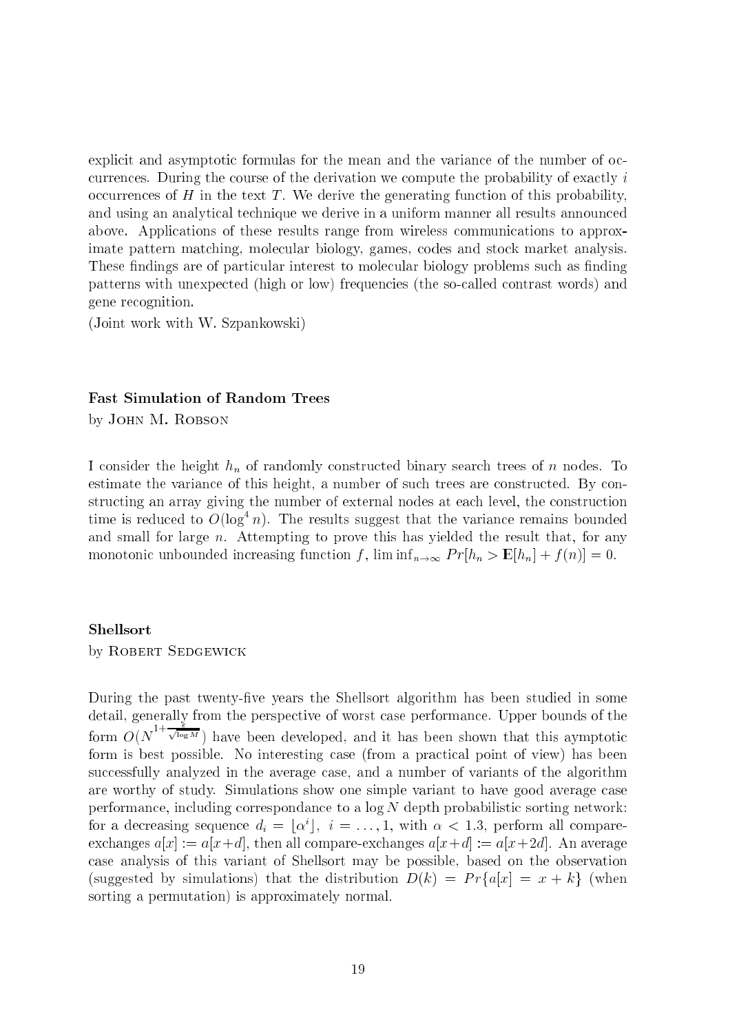explicit and asymptotic formulas for the mean and the variance of the number of occurrences. During the course of the derivation we compute the probability of exactly $i$ occurrences of $H$ in the text $T$. We derive the generating function of this probability, and using an analytical technique we derive in a uniform manner all results announced above. Applications of these results range from wireless communications to approximate pattern matching, molecular biology, games, codes and stock market analysis. These findings are of particular interest to molecular biology problems such as finding patterns with unexpected (high or low) frequencies (the so-called contrast words) and gene recognition.

(Joint work with W. Szpankowski)

### Fast Simulation of Random Trees

by John M. Robson

I consider the height $h_n$ of randomly constructed binary search trees of $n$ nodes. To estimate the variance of this height, a number of such trees are constructed. By constructing an array giving the number of external nodes at each level, the construction time is reduced to $O(\log^4 n)$. The results suggest that the variance remains bounded and small for large $n$. Attempting to prove this has yielded the result that, for any monotonic unbounded increasing function $f$, $\liminf_{n\to\infty} Pr[h_n > \mathbf{E}[h_n] + f(n)] = 0$.

### Shellsort

by Robert Sedgewick

During the past twenty-five years the Shellsort algorithm has been studied in some detail, generally from the perspective of worst case performance. Upper bounds of the form $O(N^{1+\frac{\varepsilon}{\sqrt{\log M}}})$ have been developed, and it has been shown that this aymptotic form is best possible. No interesting case (from a practical point of view) has been successfully analyzed in the average case, and a number of variants of the algorithm are worthy of study. Simulations show one simple variant to have good average case performance, including correspondance to a $\log N$ depth probabilistic sorting network: for a decreasing sequence $d_i = \lfloor \alpha^i \rfloor$, $i = \ldots, 1$, with $\alpha < 1.3$, perform all compare-exchanges $a[x] := a[x+d]$, then all compare-exchanges $a[x+d] := a[x+2d]$. An average case analysis of this variant of Shellsort may be possible, based on the observation (suggested by simulations) that the distribution $D(k) = Pr\{a[x] = x + k\}$ (when sorting a permutation) is approximately normal.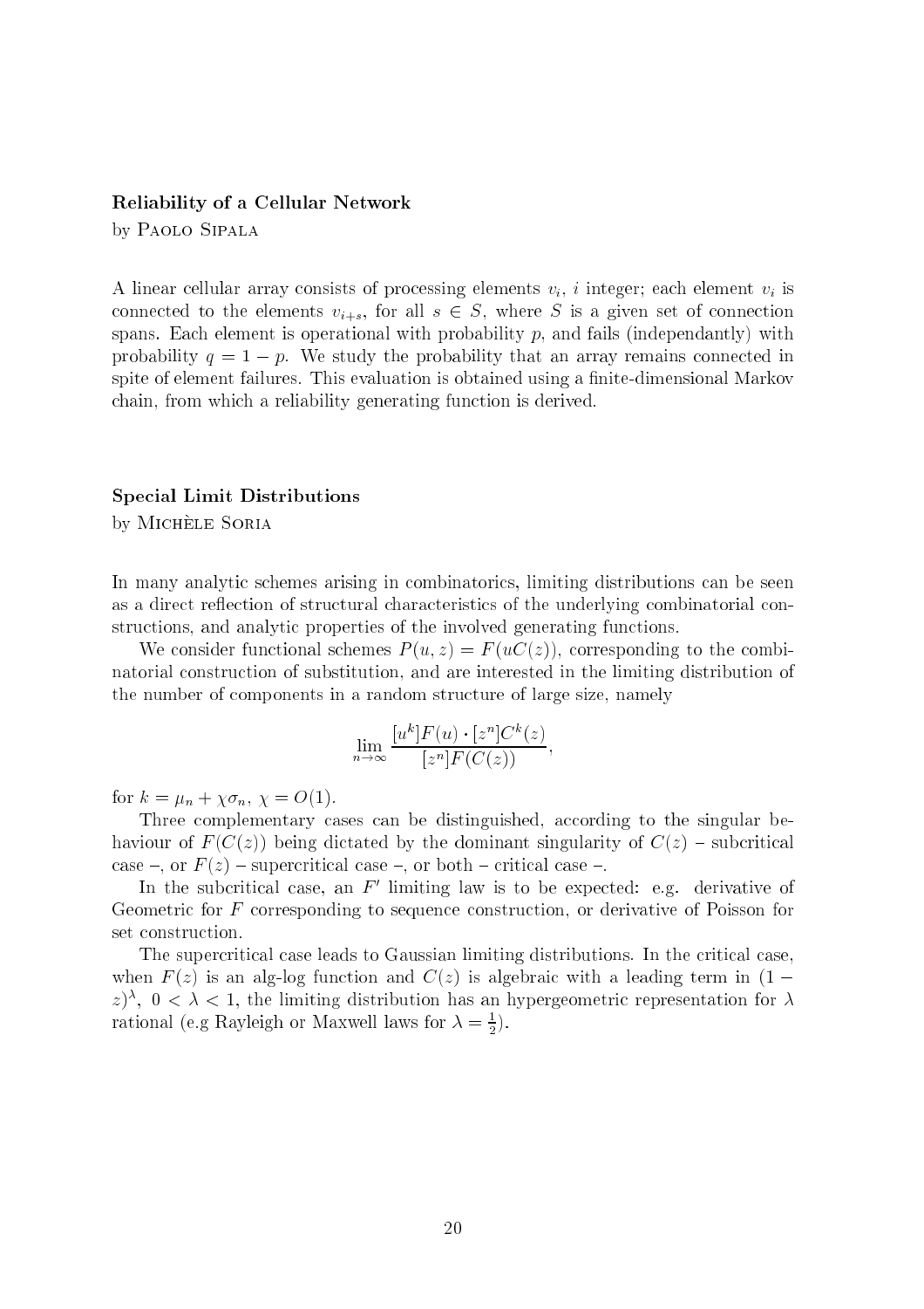### Reliability of a Cellular Network

by Paolo Sipala

A linear cellular array consists of processing elements $v_i$, $i$ integer; each element $v_i$ is connected to the elements $v_{i+s}$, for all $s \in S$, where $S$ is a given set of connection spans. Each element is operational with probability $p$, and fails (independantly) with probability $q = 1 - p$. We study the probability that an array remains connected in spite of element failures. This evaluation is obtained using a finite-dimensional Markov chain, from which a reliability generating function is derived.

### Special Limit Distributions

by Michèle Soria

In many analytic schemes arising in combinatorics, limiting distributions can be seen as a direct reflection of structural characteristics of the underlying combinatorial constructions, and analytic properties of the involved generating functions.

We consider functional schemes $P(u, z) = F(uC(z))$, corresponding to the combinatorial construction of substitution, and are interested in the limiting distribution of the number of components in a random structure of large size, namely

$$\lim_{n\to\infty} \frac{[u^k]F(u) \cdot [z^n]C^k(z)}{[z^n]F(C(z))},$$

for $k = \mu_n + \chi\sigma_n$, $\chi = O(1)$.

Three complementary cases can be distinguished, according to the singular behaviour of $F(C(z))$ being dictated by the dominant singularity of $C(z)$ – subcritical case –, or $F(z)$ – supercritical case –, or both – critical case –.

In the subcritical case, an $F'$ limiting law is to be expected: e.g. derivative of Geometric for $F$ corresponding to sequence construction, or derivative of Poisson for set construction.

The supercritical case leads to Gaussian limiting distributions. In the critical case, when $F(z)$ is an alg-log function and $C(z)$ is algebraic with a leading term in $(1 - z)^\lambda$, $0 < \lambda < 1$, the limiting distribution has an hypergeometric representation for $\lambda$ rational (e.g Rayleigh or Maxwell laws for $\lambda = \frac{1}{2}$).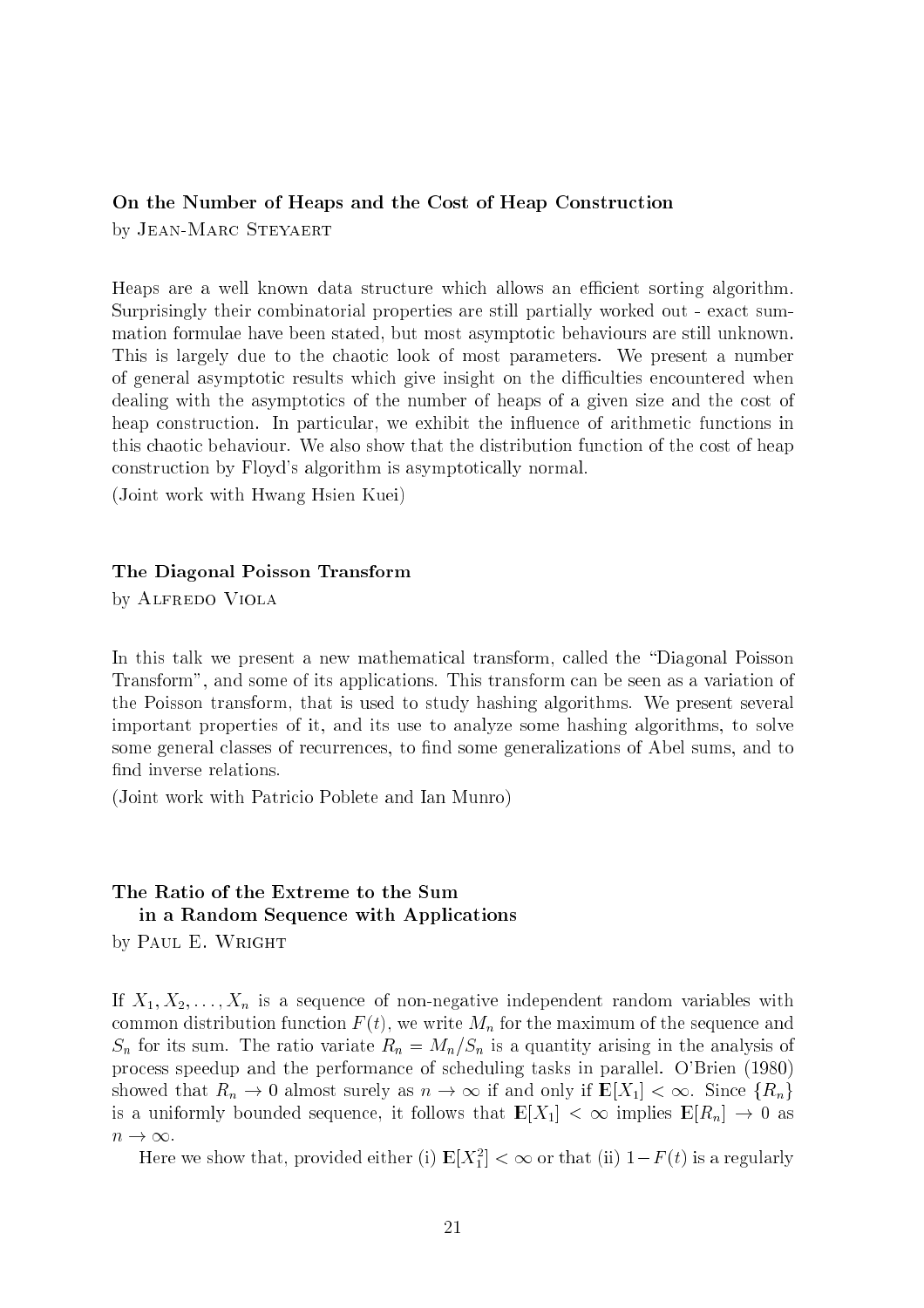### On the Number of Heaps and the Cost of Heap Construction

by Jean-Marc Steyaert

Heaps are a well known data structure which allows an efficient sorting algorithm. Surprisingly their combinatorial properties are still partially worked out - exact summation formulae have been stated, but most asymptotic behaviours are still unknown. This is largely due to the chaotic look of most parameters. We present a number of general asymptotic results which give insight on the difficulties encountered when dealing with the asymptotics of the number of heaps of a given size and the cost of heap construction. In particular, we exhibit the influence of arithmetic functions in this chaotic behaviour. We also show that the distribution function of the cost of heap construction by Floyd's algorithm is asymptotically normal.

(Joint work with Hwang Hsien Kuei)

### The Diagonal Poisson Transform

by Alfredo Viola

In this talk we present a new mathematical transform, called the "Diagonal Poisson Transform", and some of its applications. This transform can be seen as a variation of the Poisson transform, that is used to study hashing algorithms. We present several important properties of it, and its use to analyze some hashing algorithms, to solve some general classes of recurrences, to find some generalizations of Abel sums, and to find inverse relations.

(Joint work with Patricio Poblete and Ian Munro)

### The Ratio of the Extreme to the Sum in a Random Sequence with Applications

by Paul E. Wright

If $X_1, X_2, \ldots, X_n$ is a sequence of non-negative independent random variables with common distribution function $F(t)$, we write $M_n$ for the maximum of the sequence and $S_n$ for its sum. The ratio variate $R_n = M_n/S_n$ is a quantity arising in the analysis of process speedup and the performance of scheduling tasks in parallel. O'Brien (1980) showed that $R_n \to 0$ almost surely as $n \to \infty$ if and only if $\mathbf{E}[X_1] < \infty$. Since $\{R_n\}$ is a uniformly bounded sequence, it follows that $\mathbf{E}[X_1] < \infty$ implies $\mathbf{E}[R_n] \to 0$ as $n \to \infty$.

Here we show that, provided either (i) $\mathbf{E}[X_1^2] < \infty$ or that (ii) $1 - F(t)$ is a regularly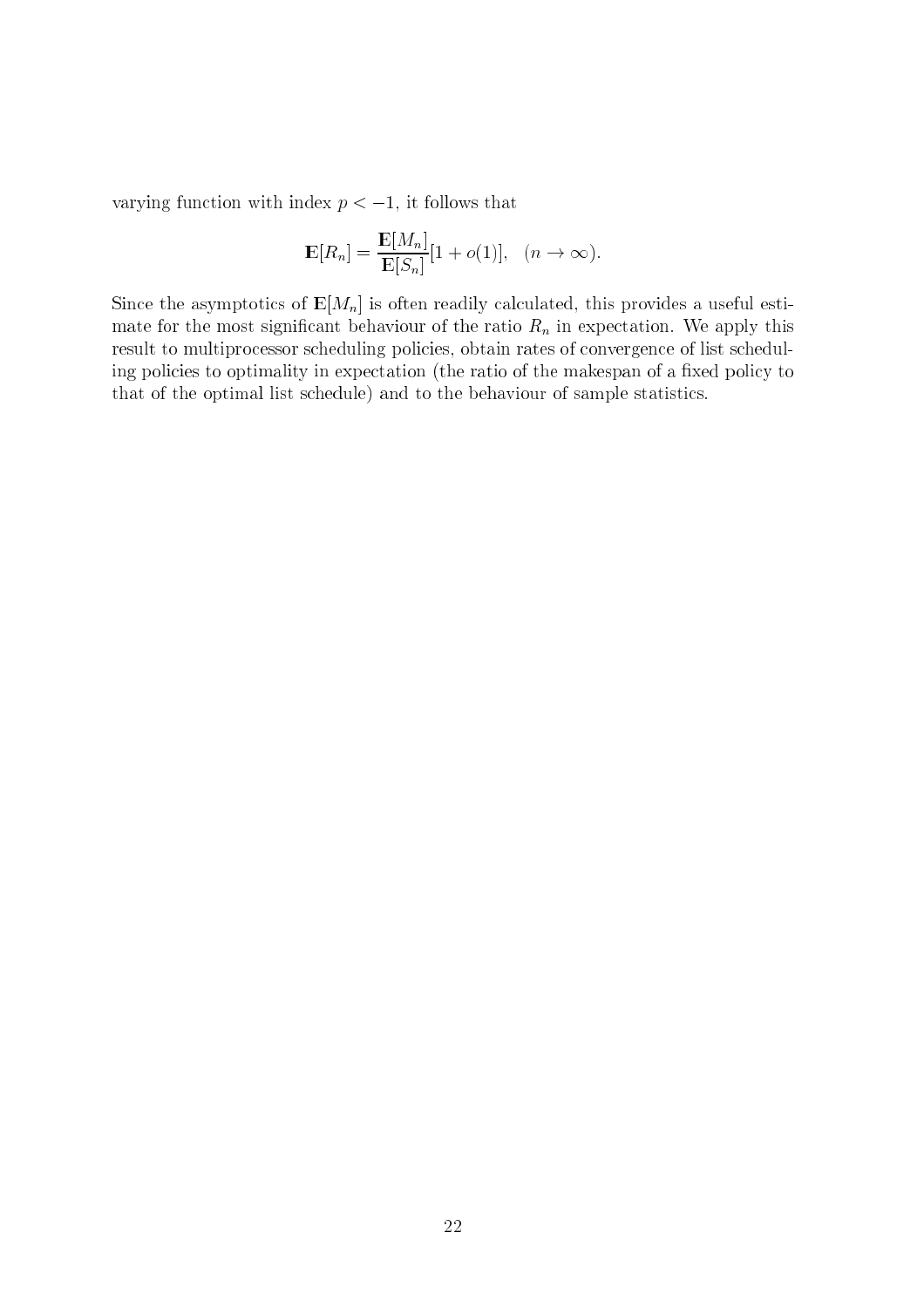varying function with index $p < -1$, it follows that

$$\mathbf{E}[R_n] = \frac{\mathbf{E}[M_n]}{\mathbf{E}[S_n]}[1 + o(1)], \quad (n \to \infty).$$

Since the asymptotics of $\mathbf{E}[M_n]$ is often readily calculated, this provides a useful estimate for the most significant behaviour of the ratio $R_n$ in expectation. We apply this result to multiprocessor scheduling policies, obtain rates of convergence of list scheduling policies to optimality in expectation (the ratio of the makespan of a fixed policy to that of the optimal list schedule) and to the behaviour of sample statistics.